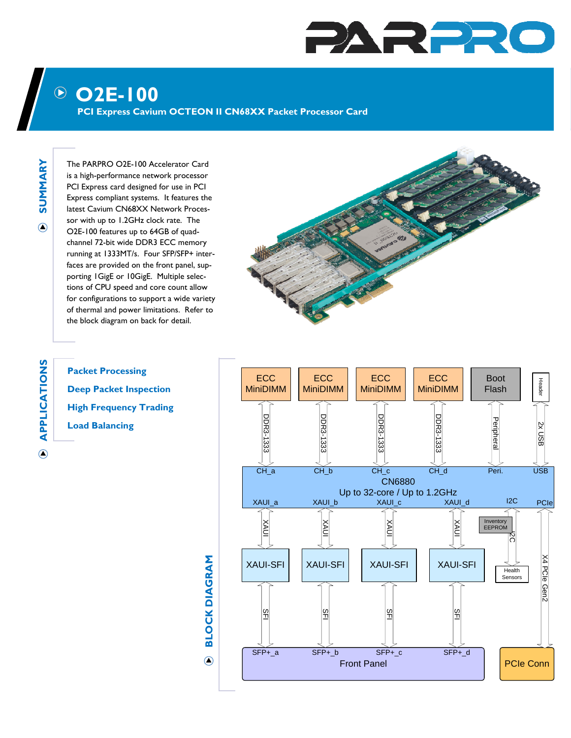# O2E-100

## PCI Express Cavium OCTEON II CN68XX Packet Processor Card

## SUMMARY

The PARPRO O2E-100 Accelerator Card is a high-performance network processor PCI Express card designed for use in PCI Express compliant systems. It features the latest Cavium CN68XX Network Processor with up to 1.2GHz clock rate. The O2E-100 features up to 64GB of quad-channel 72-bit wide DDR3 ECC memory running at 1333MT/s. Four SFP/SFP+ interfaces are provided on the front panel, supporting 1GigE or 10GigE. Multiple selections of CPU speed and core count allow for configurations to support a wide variety of thermal and power limitations. Refer to the block diagram on back for detail.

## APPLICATIONS

- **Packet Processing**
- **Deep Packet Inspection**
- **High Frequency Trading**
- **Load Balancing**

## BLOCK DIAGRAM

ECC MiniDIMM | ECC MiniDIMM | ECC MiniDIMM | ECC MiniDIMM | Boot Flash | Header

DDR3-1333 | DDR3-1333 | DDR3-1333 | DDR3-1333 | Peripheral | 2x USB

CH_a | CH_b | CH_c | CH_d | Peri. | USB

CN6880
Up to 32-core / Up to 1.2GHz

XAUI_a | XAUI_b | XAUI_c | XAUI_d | I2C | PCIe

XAUI | XAUI | XAUI | XAUI | Inventory EEPROM | I2C

XAUI-SFI | XAUI-SFI | XAUI-SFI | XAUI-SFI | Health Sensors | X4 PCIe Gen2

SFI | SFI | SFI | SFI

SFP+_a | SFP+_b | SFP+_c | SFP+_d

Front Panel | PCIe Conn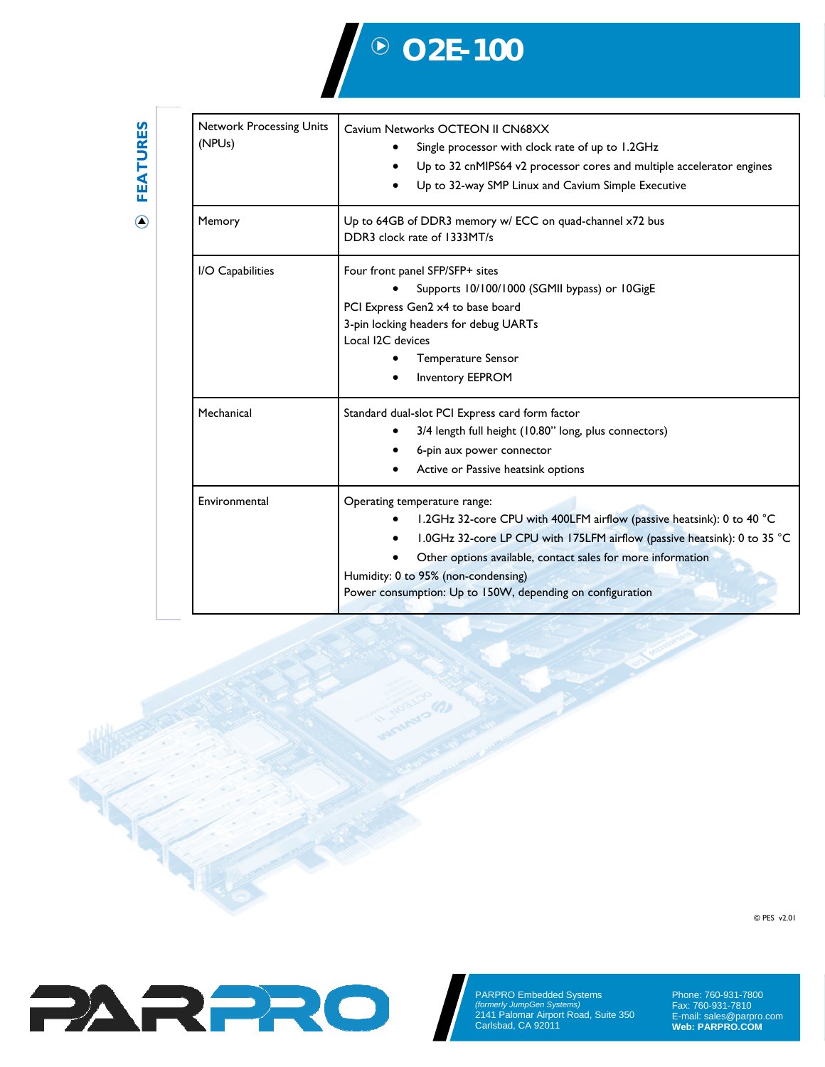# O2E-100

## FEATURES

| | |
|---|---|
| Network Processing Units (NPUs) | Cavium Networks OCTEON II CN68XX<br>• Single processor with clock rate of up to 1.2GHz<br>• Up to 32 cnMIPS64 v2 processor cores and multiple accelerator engines<br>• Up to 32-way SMP Linux and Cavium Simple Executive |
| Memory | Up to 64GB of DDR3 memory w/ ECC on quad-channel x72 bus<br>DDR3 clock rate of 1333MT/s |
| I/O Capabilities | Four front panel SFP/SFP+ sites<br>• Supports 10/100/1000 (SGMII bypass) or 10GigE<br>PCI Express Gen2 x4 to base board<br>3-pin locking headers for debug UARTs<br>Local I2C devices<br>• Temperature Sensor<br>• Inventory EEPROM |
| Mechanical | Standard dual-slot PCI Express card form factor<br>• 3/4 length full height (10.80" long, plus connectors)<br>• 6-pin aux power connector<br>• Active or Passive heatsink options |
| Environmental | Operating temperature range:<br>• 1.2GHz 32-core CPU with 400LFM airflow (passive heatsink): 0 to 40 °C<br>• 1.0GHz 32-core LP CPU with 175LFM airflow (passive heatsink): 0 to 35 °C<br>• Other options available, contact sales for more information<br>Humidity: 0 to 95% (non-condensing)<br>Power consumption: Up to 150W, depending on configuration |

© PES v2.01

PARPRO

PARPRO Embedded Systems
*(formerly JumpGen Systems)*
2141 Palomar Airport Road, Suite 350
Carlsbad, CA 92011

Phone: 760-931-7800
Fax: 760-931-7810
E-mail: sales@parpro.com
**Web: PARPRO.COM**